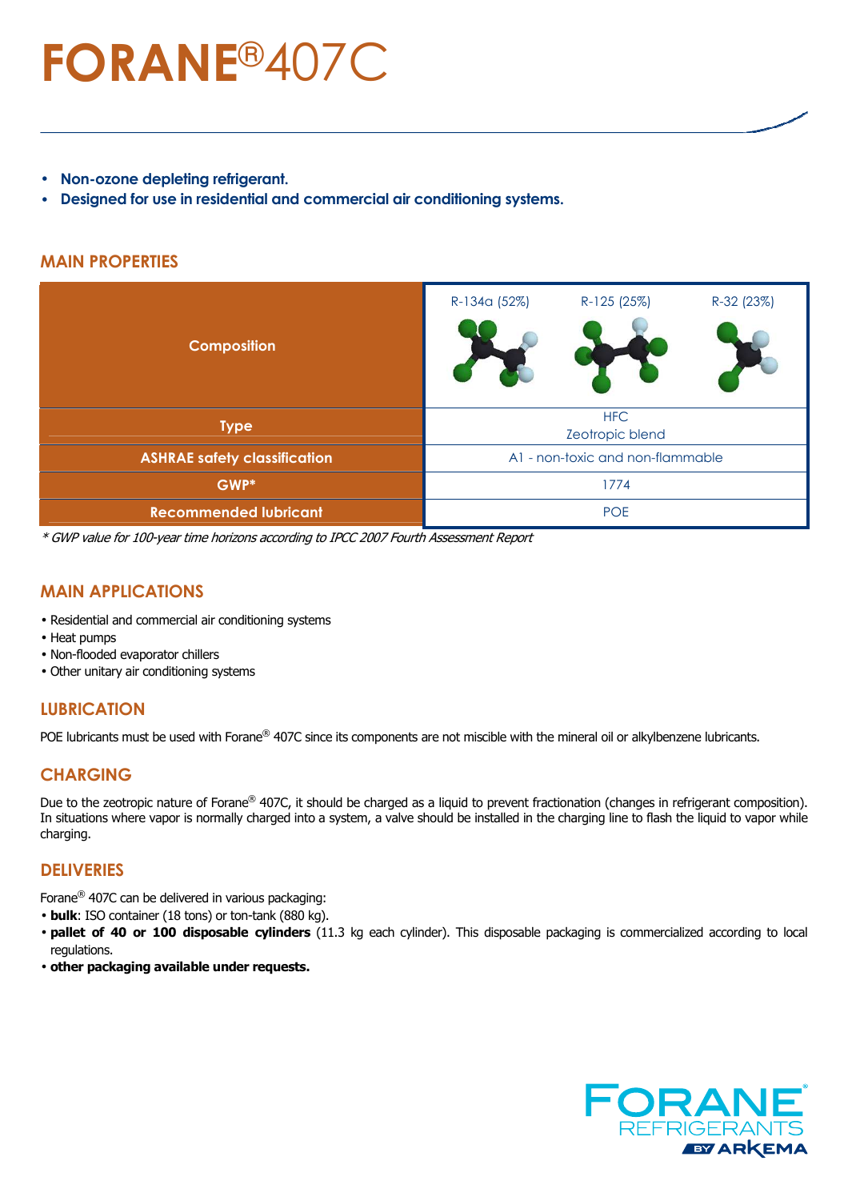# FORANE®407C

- **Non-ozone depleting refrigerant.**
- **Designed for use in residential and commercial air conditioning systems.**

## MAIN PROPERTIES

| Composition | R-134a (52%) | R-125 (25%) | R-32 (23%) |
|---|---|---|---|
| Type | HFC<br>Zeotropic blend | | |
| ASHRAE safety classification | A1 - non-toxic and non-flammable | | |
| GWP* | 1774 | | |
| Recommended lubricant | POE | | |

*\* GWP value for 100-year time horizons according to IPCC 2007 Fourth Assessment Report*

## MAIN APPLICATIONS

- Residential and commercial air conditioning systems
- Heat pumps
- Non-flooded evaporator chillers
- Other unitary air conditioning systems

## LUBRICATION

POE lubricants must be used with Forane® 407C since its components are not miscible with the mineral oil or alkylbenzene lubricants.

## CHARGING

Due to the zeotropic nature of Forane® 407C, it should be charged as a liquid to prevent fractionation (changes in refrigerant composition). In situations where vapor is normally charged into a system, a valve should be installed in the charging line to flash the liquid to vapor while charging.

## DELIVERIES

Forane® 407C can be delivered in various packaging:

- **bulk**: ISO container (18 tons) or ton-tank (880 kg).
- **pallet of 40 or 100 disposable cylinders** (11.3 kg each cylinder). This disposable packaging is commercialized according to local regulations.
- **other packaging available under requests.**

FORANE® REFRIGERANTS BY ARKEMA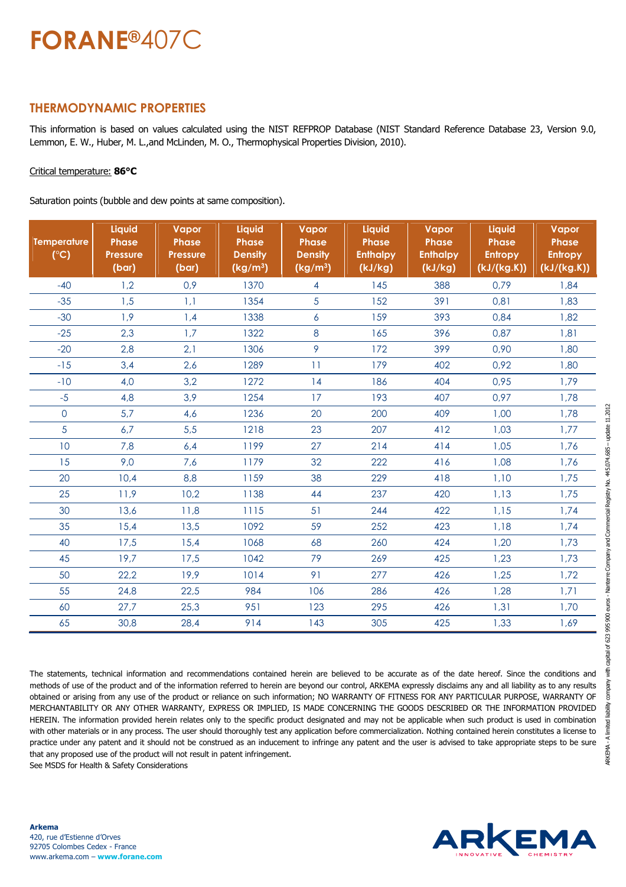# FORANE®407C

## THERMODYNAMIC PROPERTIES

This information is based on values calculated using the NIST REFPROP Database (NIST Standard Reference Database 23, Version 9.0, Lemmon, E. W., Huber, M. L.,and McLinden, M. O., Thermophysical Properties Division, 2010).

Critical temperature: **86°C**

Saturation points (bubble and dew points at same composition).

| Temperature (°C) | Liquid Phase Pressure (bar) | Vapor Phase Pressure (bar) | Liquid Phase Density (kg/m³) | Vapor Phase Density (kg/m³) | Liquid Phase Enthalpy (kJ/kg) | Vapor Phase Enthalpy (kJ/kg) | Liquid Phase Entropy (kJ/(kg.K)) | Vapor Phase Entropy (kJ/(kg.K)) |
|---|---|---|---|---|---|---|---|---|
| -40 | 1,2 | 0,9 | 1370 | 4 | 145 | 388 | 0,79 | 1,84 |
| -35 | 1,5 | 1,1 | 1354 | 5 | 152 | 391 | 0,81 | 1,83 |
| -30 | 1,9 | 1,4 | 1338 | 6 | 159 | 393 | 0,84 | 1,82 |
| -25 | 2,3 | 1,7 | 1322 | 8 | 165 | 396 | 0,87 | 1,81 |
| -20 | 2,8 | 2,1 | 1306 | 9 | 172 | 399 | 0,90 | 1,80 |
| -15 | 3,4 | 2,6 | 1289 | 11 | 179 | 402 | 0,92 | 1,80 |
| -10 | 4,0 | 3,2 | 1272 | 14 | 186 | 404 | 0,95 | 1,79 |
| -5 | 4,8 | 3,9 | 1254 | 17 | 193 | 407 | 0,97 | 1,78 |
| 0 | 5,7 | 4,6 | 1236 | 20 | 200 | 409 | 1,00 | 1,78 |
| 5 | 6,7 | 5,5 | 1218 | 23 | 207 | 412 | 1,03 | 1,77 |
| 10 | 7,8 | 6,4 | 1199 | 27 | 214 | 414 | 1,05 | 1,76 |
| 15 | 9,0 | 7,6 | 1179 | 32 | 222 | 416 | 1,08 | 1,76 |
| 20 | 10,4 | 8,8 | 1159 | 38 | 229 | 418 | 1,10 | 1,75 |
| 25 | 11,9 | 10,2 | 1138 | 44 | 237 | 420 | 1,13 | 1,75 |
| 30 | 13,6 | 11,8 | 1115 | 51 | 244 | 422 | 1,15 | 1,74 |
| 35 | 15,4 | 13,5 | 1092 | 59 | 252 | 423 | 1,18 | 1,74 |
| 40 | 17,5 | 15,4 | 1068 | 68 | 260 | 424 | 1,20 | 1,73 |
| 45 | 19,7 | 17,5 | 1042 | 79 | 269 | 425 | 1,23 | 1,73 |
| 50 | 22,2 | 19,9 | 1014 | 91 | 277 | 426 | 1,25 | 1,72 |
| 55 | 24,8 | 22,5 | 984 | 106 | 286 | 426 | 1,28 | 1,71 |
| 60 | 27,7 | 25,3 | 951 | 123 | 295 | 426 | 1,31 | 1,70 |
| 65 | 30,8 | 28,4 | 914 | 143 | 305 | 425 | 1,33 | 1,69 |

The statements, technical information and recommendations contained herein are believed to be accurate as of the date hereof. Since the conditions and methods of use of the product and of the information referred to herein are beyond our control, ARKEMA expressly disclaims any and all liability as to any results obtained or arising from any use of the product or reliance on such information; NO WARRANTY OF FITNESS FOR ANY PARTICULAR PURPOSE, WARRANTY OF MERCHANTABILITY OR ANY OTHER WARRANTY, EXPRESS OR IMPLIED, IS MADE CONCERNING THE GOODS DESCRIBED OR THE INFORMATION PROVIDED HEREIN. The information provided herein relates only to the specific product designated and may not be applicable when such product is used in combination with other materials or in any process. The user should thoroughly test any application before commercialization. Nothing contained herein constitutes a license to practice under any patent and it should not be construed as an inducement to infringe any patent and the user is advised to take appropriate steps to be sure that any proposed use of the product will not result in patent infringement.
See MSDS for Health & Safety Considerations

**Arkema**
420, rue d'Estienne d'Orves
92705 Colombes Cedex - France
www.arkema.com – **www.forane.com**

ARKEMA - A limited liability company with capital of 623 995 900 euros - Nanterre Company and Commercial Registry No. 445.074.685 – update 11.2012